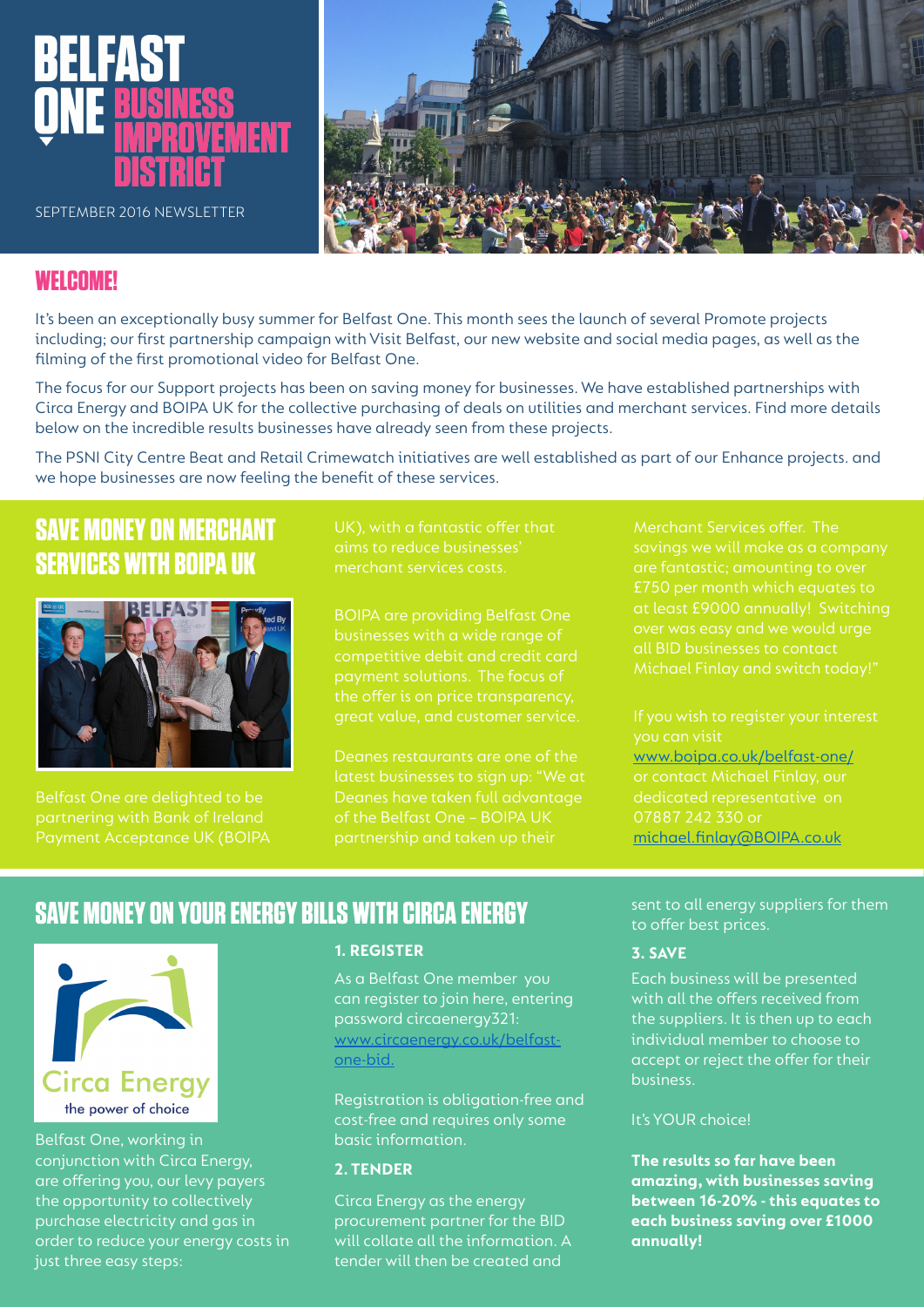# BELFAST ONE BUSINESS IMPROVEMENT DISTRICT

SEPTEMBER 2016 NEWSLETTER

## WELCOME!

It's been an exceptionally busy summer for Belfast One. This month sees the launch of several Promote projects including; our first partnership campaign with Visit Belfast, our new website and social media pages, as well as the filming of the first promotional video for Belfast One.

The focus for our Support projects has been on saving money for businesses. We have established partnerships with Circa Energy and BOIPA UK for the collective purchasing of deals on utilities and merchant services. Find more details below on the incredible results businesses have already seen from these projects.

The PSNI City Centre Beat and Retail Crimewatch initiatives are well established as part of our Enhance projects. and we hope businesses are now feeling the benefit of these services.

## SAVE MONEY ON MERCHANT SERVICES WITH BOIPA UK

Belfast One are delighted to be partnering with Bank of Ireland Payment Acceptance UK (BOIPA UK), with a fantastic offer that aims to reduce businesses' merchant services costs.

BOIPA are providing Belfast One businesses with a wide range of competitive debit and credit card payment solutions. The focus of the offer is on price transparency, great value, and customer service.

Deanes restaurants are one of the latest businesses to sign up: "We at Deanes have taken full advantage of the Belfast One – BOIPA UK partnership and taken up their Merchant Services offer. The savings we will make as a company are fantastic; amounting to over £750 per month which equates to at least £9000 annually! Switching over was easy and we would urge all BID businesses to contact Michael Finlay and switch today!"

If you wish to register your interest you can visit www.boipa.co.uk/belfast-one/ or contact Michael Finlay, our dedicated representative on 07887 242 330 or michael.finlay@BOIPA.co.uk

## SAVE MONEY ON YOUR ENERGY BILLS WITH CIRCA ENERGY

Circa Energy
the power of choice

Belfast One, working in conjunction with Circa Energy, are offering you, our levy payers the opportunity to collectively purchase electricity and gas in order to reduce your energy costs in just three easy steps:

### 1. REGISTER

As a Belfast One member you can register to join here, entering password circaenergy321: www.circaenergy.co.uk/belfast-one-bid.

Registration is obligation-free and cost-free and requires only some basic information.

### 2. TENDER

Circa Energy as the energy procurement partner for the BID will collate all the information. A tender will then be created and sent to all energy suppliers for them to offer best prices.

### 3. SAVE

Each business will be presented with all the offers received from the suppliers. It is then up to each individual member to choose to accept or reject the offer for their business.

It's YOUR choice!

**The results so far have been amazing, with businesses saving between 16-20% - this equates to each business saving over £1000 annually!**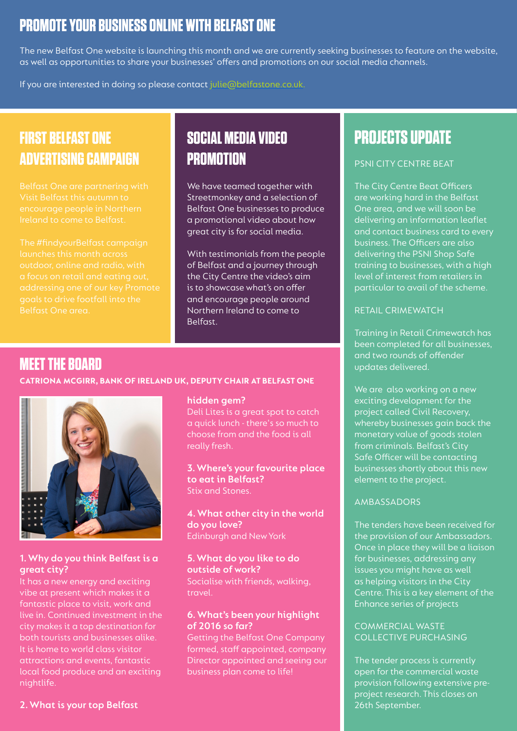# PROMOTE YOUR BUSINESS ONLINE WITH BELFAST ONE

The new Belfast One website is launching this month and we are currently seeking businesses to feature on the website, as well as opportunities to share your businesses' offers and promotions on our social media channels.

If you are interested in doing so please contact julie@belfastone.co.uk.

## FIRST BELFAST ONE ADVERTISING CAMPAIGN

Belfast One are partnering with Visit Belfast this autumn to encourage people in Northern Ireland to come to Belfast.

The #findyourBelfast campaign launches this month across outdoor, online and radio, with a focus on retail and eating out, addressing one of our key Promote goals to drive footfall into the Belfast One area.

## SOCIAL MEDIA VIDEO PROMOTION

We have teamed together with Streetmonkey and a selection of Belfast One businesses to produce a promotional video about how great city is for social media.

With testimonials from the people of Belfast and a journey through the City Centre the video's aim is to showcase what's on offer and encourage people around Northern Ireland to come to Belfast.

## MEET THE BOARD

**CATRIONA MCGIRR, BANK OF IRELAND UK, DEPUTY CHAIR AT BELFAST ONE**

**1. Why do you think Belfast is a great city?**
It has a new energy and exciting vibe at present which makes it a fantastic place to visit, work and live in. Continued investment in the city makes it a top destination for both tourists and businesses alike. It is home to world class visitor attractions and events, fantastic local food produce and an exciting nightlife.

**2. What is your top Belfast hidden gem?**
Deli Lites is a great spot to catch a quick lunch - there's so much to choose from and the food is all really fresh.

**3. Where's your favourite place to eat in Belfast?**
Stix and Stones.

**4. What other city in the world do you love?**
Edinburgh and New York

**5. What do you like to do outside of work?**
Socialise with friends, walking, travel.

**6. What's been your highlight of 2016 so far?**
Getting the Belfast One Company formed, staff appointed, company Director appointed and seeing our business plan come to life!

## PROJECTS UPDATE

### PSNI CITY CENTRE BEAT

The City Centre Beat Officers are working hard in the Belfast One area, and we will soon be delivering an information leaflet and contact business card to every business. The Officers are also delivering the PSNI Shop Safe training to businesses, with a high level of interest from retailers in particular to avail of the scheme.

### RETAIL CRIMEWATCH

Training in Retail Crimewatch has been completed for all businesses, and two rounds of offender updates delivered.

We are also working on a new exciting development for the project called Civil Recovery, whereby businesses gain back the monetary value of goods stolen from criminals. Belfast's City Safe Officer will be contacting businesses shortly about this new element to the project.

### AMBASSADORS

The tenders have been received for the provision of our Ambassadors. Once in place they will be a liaison for businesses, addressing any issues you might have as well as helping visitors in the City Centre. This is a key element of the Enhance series of projects

### COMMERCIAL WASTE COLLECTIVE PURCHASING

The tender process is currently open for the commercial waste provision following extensive pre-project research. This closes on 26th September.